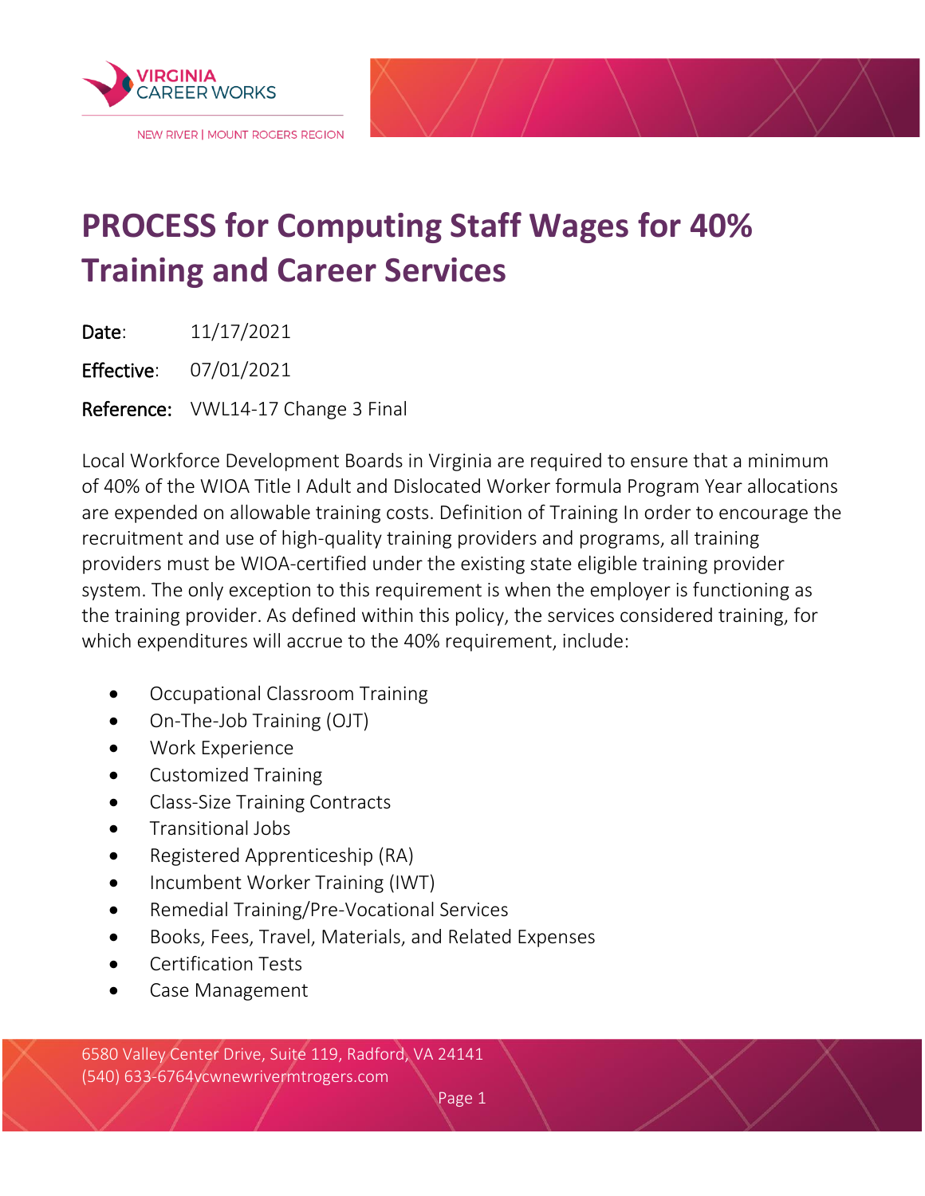# PROCESS for Computing Staff Wages for 40% Training and Career Services

**Date**: 11/17/2021

**Effective**: 07/01/2021

**Reference:** VWL14-17 Change 3 Final

Local Workforce Development Boards in Virginia are required to ensure that a minimum of 40% of the WIOA Title I Adult and Dislocated Worker formula Program Year allocations are expended on allowable training costs. Definition of Training In order to encourage the recruitment and use of high-quality training providers and programs, all training providers must be WIOA-certified under the existing state eligible training provider system. The only exception to this requirement is when the employer is functioning as the training provider. As defined within this policy, the services considered training, for which expenditures will accrue to the 40% requirement, include:

- Occupational Classroom Training
- On-The-Job Training (OJT)
- Work Experience
- Customized Training
- Class-Size Training Contracts
- Transitional Jobs
- Registered Apprenticeship (RA)
- Incumbent Worker Training (IWT)
- Remedial Training/Pre-Vocational Services
- Books, Fees, Travel, Materials, and Related Expenses
- Certification Tests
- Case Management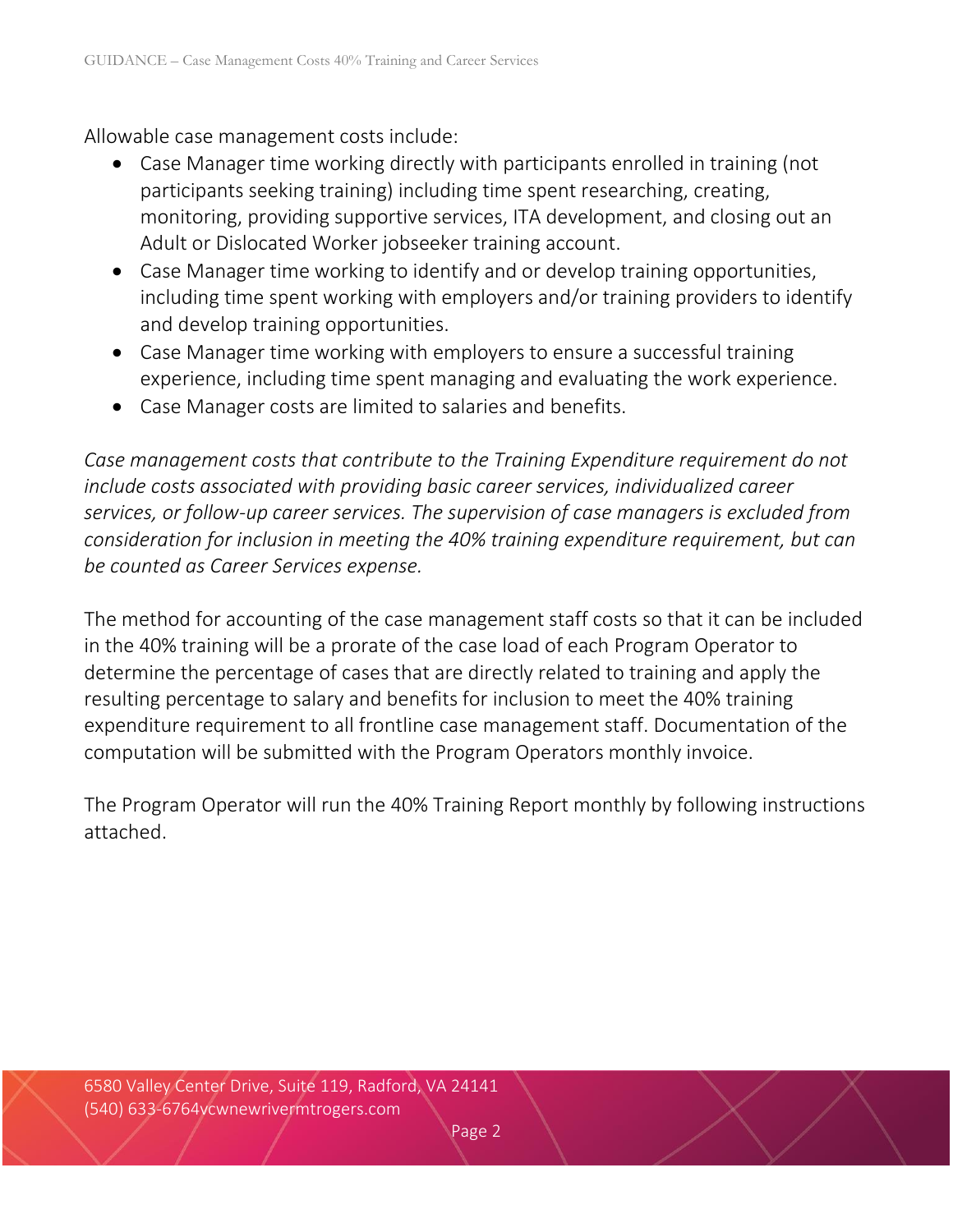Allowable case management costs include:

- Case Manager time working directly with participants enrolled in training (not participants seeking training) including time spent researching, creating, monitoring, providing supportive services, ITA development, and closing out an Adult or Dislocated Worker jobseeker training account.
- Case Manager time working to identify and or develop training opportunities, including time spent working with employers and/or training providers to identify and develop training opportunities.
- Case Manager time working with employers to ensure a successful training experience, including time spent managing and evaluating the work experience.
- Case Manager costs are limited to salaries and benefits.

*Case management costs that contribute to the Training Expenditure requirement do not include costs associated with providing basic career services, individualized career services, or follow-up career services. The supervision of case managers is excluded from consideration for inclusion in meeting the 40% training expenditure requirement, but can be counted as Career Services expense.*

The method for accounting of the case management staff costs so that it can be included in the 40% training will be a prorate of the case load of each Program Operator to determine the percentage of cases that are directly related to training and apply the resulting percentage to salary and benefits for inclusion to meet the 40% training expenditure requirement to all frontline case management staff. Documentation of the computation will be submitted with the Program Operators monthly invoice.

The Program Operator will run the 40% Training Report monthly by following instructions attached.